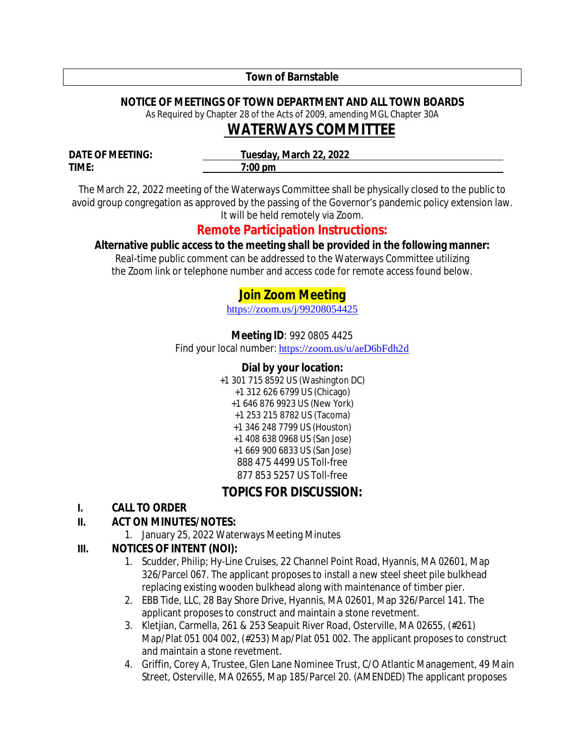**Town of Barnstable**

**NOTICE OF MEETINGS OF TOWN DEPARTMENT AND ALL TOWN BOARDS**

As Required by Chapter 28 of the Acts of 2009, amending MGL Chapter 30A

# WATERWAYS COMMITTEE

**DATE OF MEETING:** **Tuesday, March 22, 2022**

**TIME:** **7:00 pm**

The March 22, 2022 meeting of the Waterways Committee shall be physically closed to the public to avoid group congregation as approved by the passing of the Governor's pandemic policy extension law. It will be held remotely via Zoom.

## Remote Participation Instructions:

**Alternative public access to the meeting shall be provided in the following manner:**

Real-time public comment can be addressed to the Waterways Committee utilizing the Zoom link or telephone number and access code for remote access found below.

### Join Zoom Meeting

https://zoom.us/j/99208054425

**Meeting ID**: 992 0805 4425

Find your local number: https://zoom.us/u/aeD6bFdh2d

**Dial by your location:**

+1 301 715 8592 US (Washington DC)
+1 312 626 6799 US (Chicago)
+1 646 876 9923 US (New York)
+1 253 215 8782 US (Tacoma)
+1 346 248 7799 US (Houston)
+1 408 638 0968 US (San Jose)
+1 669 900 6833 US (San Jose)
888 475 4499 US Toll-free
877 853 5257 US Toll-free

## TOPICS FOR DISCUSSION:

**I. CALL TO ORDER**

**II. ACT ON MINUTES/NOTES:**

1. January 25, 2022 Waterways Meeting Minutes

**III. NOTICES OF INTENT (NOI):**

1. Scudder, Philip; Hy-Line Cruises, 22 Channel Point Road, Hyannis, MA 02601, Map 326/Parcel 067. The applicant proposes to install a new steel sheet pile bulkhead replacing existing wooden bulkhead along with maintenance of timber pier.
2. EBB Tide, LLC, 28 Bay Shore Drive, Hyannis, MA 02601, Map 326/Parcel 141. The applicant proposes to construct and maintain a stone revetment.
3. Kletjian, Carmella, 261 & 253 Seapuit River Road, Osterville, MA 02655, (#261) Map/Plat 051 004 002, (#253) Map/Plat 051 002. The applicant proposes to construct and maintain a stone revetment.
4. Griffin, Corey A, Trustee, Glen Lane Nominee Trust, C/O Atlantic Management, 49 Main Street, Osterville, MA 02655, Map 185/Parcel 20. (AMENDED) The applicant proposes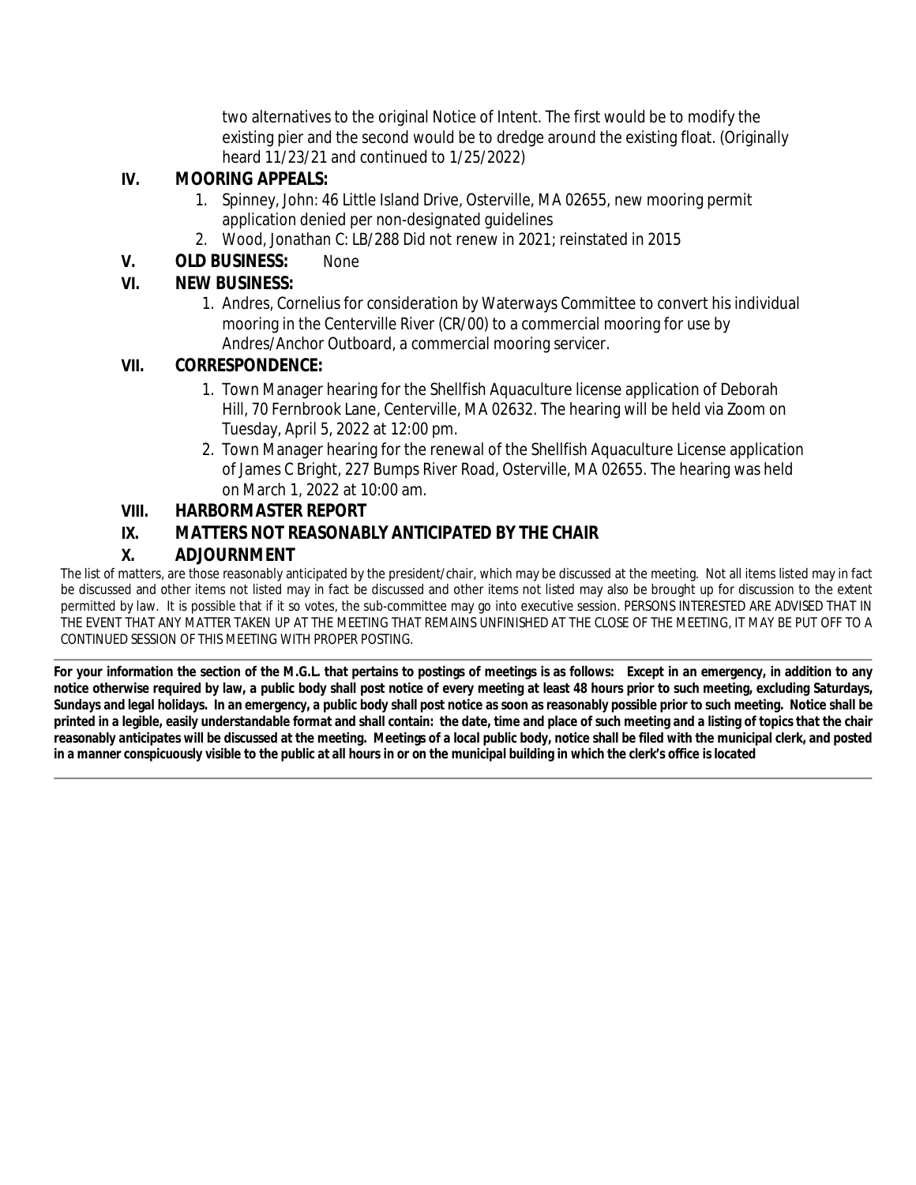two alternatives to the original Notice of Intent. The first would be to modify the existing pier and the second would be to dredge around the existing float. (Originally heard 11/23/21 and continued to 1/25/2022)

**IV. MOORING APPEALS:**

1. Spinney, John: 46 Little Island Drive, Osterville, MA 02655, new mooring permit application denied per non-designated guidelines
2. Wood, Jonathan C: LB/288 Did not renew in 2021; reinstated in 2015

**V. OLD BUSINESS:** None

**VI. NEW BUSINESS:**

1. Andres, Cornelius for consideration by Waterways Committee to convert his individual mooring in the Centerville River (CR/00) to a commercial mooring for use by Andres/Anchor Outboard, a commercial mooring servicer.

**VII. CORRESPONDENCE:**

1. Town Manager hearing for the Shellfish Aquaculture license application of Deborah Hill, 70 Fernbrook Lane, Centerville, MA 02632. The hearing will be held via Zoom on Tuesday, April 5, 2022 at 12:00 pm.
2. Town Manager hearing for the renewal of the Shellfish Aquaculture License application of James C Bright, 227 Bumps River Road, Osterville, MA 02655. The hearing was held on March 1, 2022 at 10:00 am.

**VIII. HARBORMASTER REPORT**

**IX. MATTERS NOT REASONABLY ANTICIPATED BY THE CHAIR**

**X. ADJOURNMENT**

The list of matters, are those reasonably anticipated by the president/chair, which may be discussed at the meeting. Not all items listed may in fact be discussed and other items not listed may in fact be discussed and other items not listed may also be brought up for discussion to the extent permitted by law. It is possible that if it so votes, the sub-committee may go into executive session. PERSONS INTERESTED ARE ADVISED THAT IN THE EVENT THAT ANY MATTER TAKEN UP AT THE MEETING THAT REMAINS UNFINISHED AT THE CLOSE OF THE MEETING, IT MAY BE PUT OFF TO A CONTINUED SESSION OF THIS MEETING WITH PROPER POSTING.

---

**For your information the section of the M.G.L. that pertains to postings of meetings is as follows: Except in an emergency, in addition to any notice otherwise required by law, a public body shall post notice of every meeting at least 48 hours prior to such meeting, excluding Saturdays, Sundays and legal holidays. In an emergency, a public body shall post notice as soon as reasonably possible prior to such meeting. Notice shall be printed in a legible, easily understandable format and shall contain: the date, time and place of such meeting and a listing of topics that the chair reasonably anticipates will be discussed at the meeting. Meetings of a local public body, notice shall be filed with the municipal clerk, and posted in a manner conspicuously visible to the public at all hours in or on the municipal building in which the clerk's office is located**

---